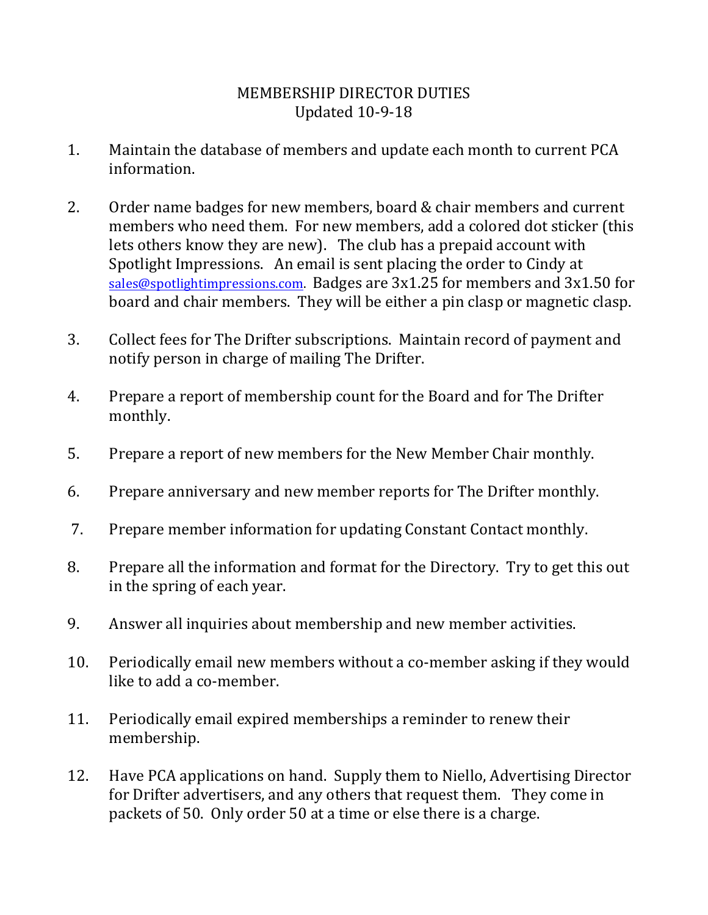# MEMBERSHIP DIRECTOR DUTIES

Updated 10-9-18

1. Maintain the database of members and update each month to current PCA information.

2. Order name badges for new members, board & chair members and current members who need them. For new members, add a colored dot sticker (this lets others know they are new). The club has a prepaid account with Spotlight Impressions. An email is sent placing the order to Cindy at sales@spotlightimpressions.com. Badges are 3x1.25 for members and 3x1.50 for board and chair members. They will be either a pin clasp or magnetic clasp.

3. Collect fees for The Drifter subscriptions. Maintain record of payment and notify person in charge of mailing The Drifter.

4. Prepare a report of membership count for the Board and for The Drifter monthly.

5. Prepare a report of new members for the New Member Chair monthly.

6. Prepare anniversary and new member reports for The Drifter monthly.

7. Prepare member information for updating Constant Contact monthly.

8. Prepare all the information and format for the Directory. Try to get this out in the spring of each year.

9. Answer all inquiries about membership and new member activities.

10. Periodically email new members without a co-member asking if they would like to add a co-member.

11. Periodically email expired memberships a reminder to renew their membership.

12. Have PCA applications on hand. Supply them to Niello, Advertising Director for Drifter advertisers, and any others that request them. They come in packets of 50. Only order 50 at a time or else there is a charge.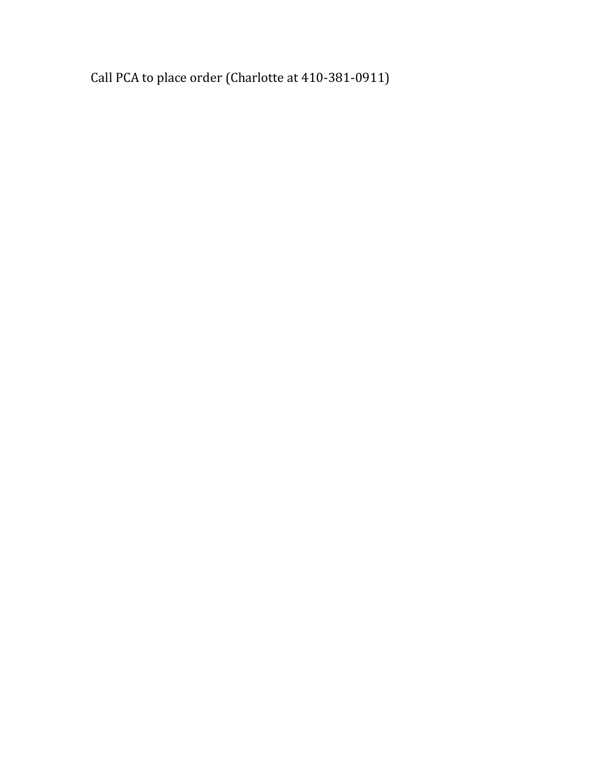Call PCA to place order (Charlotte at 410-381-0911)